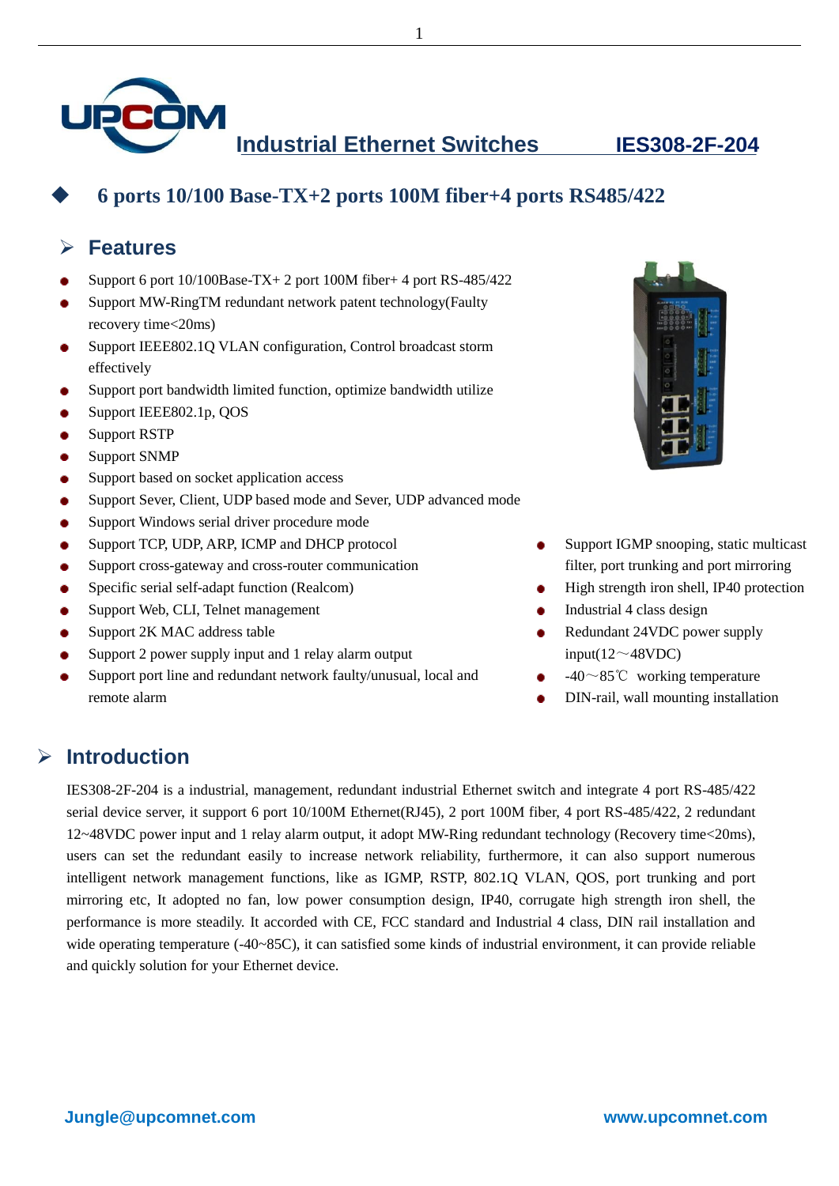# Industrial Ethernet Switches IES308-2F-204

## 6 ports 10/100 Base-TX+2 ports 100M fiber+4 ports RS485/422

### Features

- Support 6 port 10/100Base-TX+ 2 port 100M fiber+ 4 port RS-485/422
- Support MW-RingTM redundant network patent technology(Faulty recovery time<20ms)
- Support IEEE802.1Q VLAN configuration, Control broadcast storm effectively
- Support port bandwidth limited function, optimize bandwidth utilize
- Support IEEE802.1p, QOS
- Support RSTP
- Support SNMP
- Support based on socket application access
- Support Sever, Client, UDP based mode and Sever, UDP advanced mode
- Support Windows serial driver procedure mode
- Support TCP, UDP, ARP, ICMP and DHCP protocol
- Support cross-gateway and cross-router communication
- Specific serial self-adapt function (Realcom)
- Support Web, CLI, Telnet management
- Support 2K MAC address table
- Support 2 power supply input and 1 relay alarm output
- Support port line and redundant network faulty/unusual, local and remote alarm
- Support IGMP snooping, static multicast filter, port trunking and port mirroring
- High strength iron shell, IP40 protection
- Industrial 4 class design
- Redundant 24VDC power supply input(12～48VDC)
- -40～85℃ working temperature
- DIN-rail, wall mounting installation

### Introduction

IES308-2F-204 is a industrial, management, redundant industrial Ethernet switch and integrate 4 port RS-485/422 serial device server, it support 6 port 10/100M Ethernet(RJ45), 2 port 100M fiber, 4 port RS-485/422, 2 redundant 12~48VDC power input and 1 relay alarm output, it adopt MW-Ring redundant technology (Recovery time<20ms), users can set the redundant easily to increase network reliability, furthermore, it can also support numerous intelligent network management functions, like as IGMP, RSTP, 802.1Q VLAN, QOS, port trunking and port mirroring etc, It adopted no fan, low power consumption design, IP40, corrugate high strength iron shell, the performance is more steadily. It accorded with CE, FCC standard and Industrial 4 class, DIN rail installation and wide operating temperature (-40~85C), it can satisfied some kinds of industrial environment, it can provide reliable and quickly solution for your Ethernet device.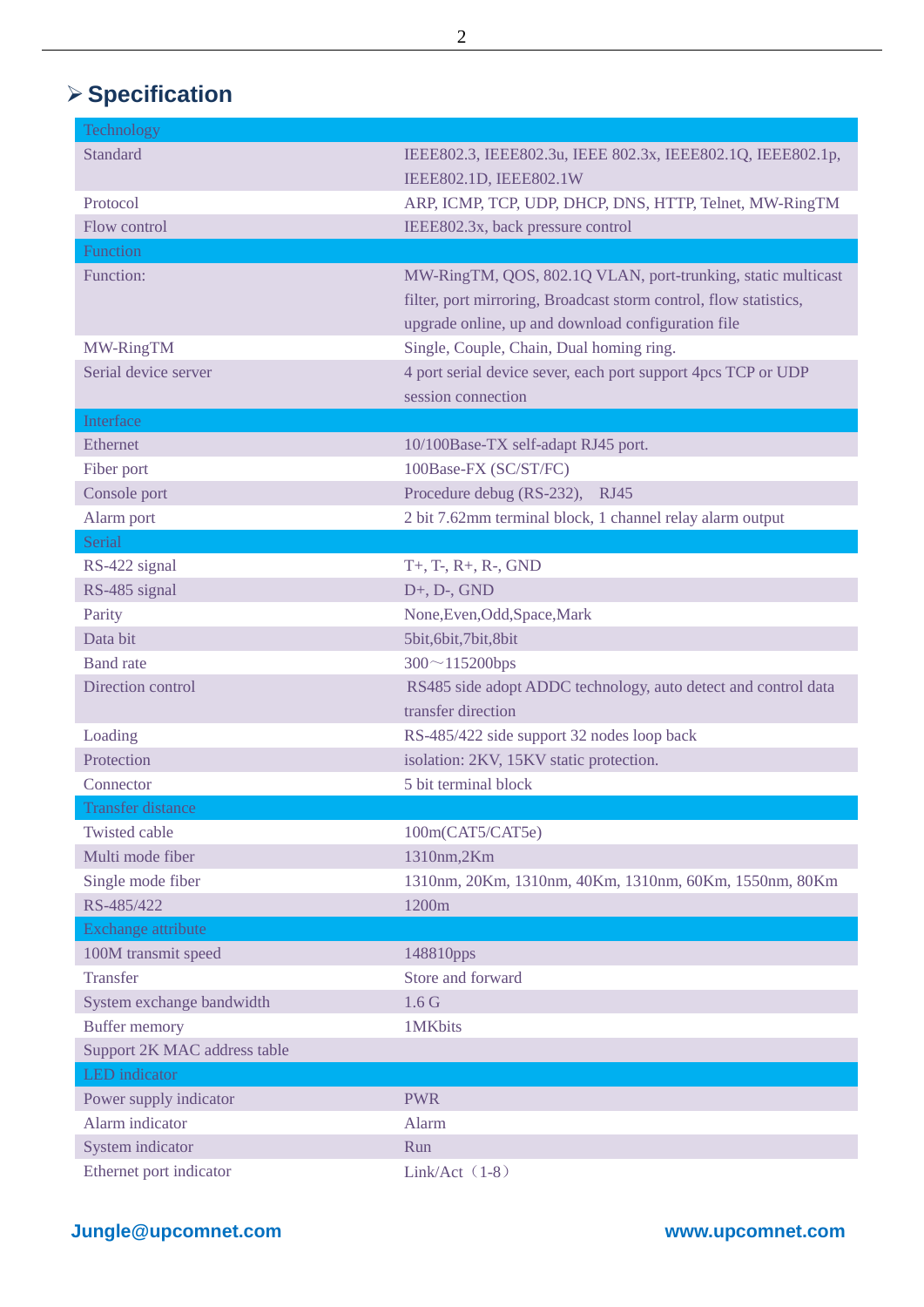## Specification

| Technology | |
|---|---|
| Standard | IEEE802.3, IEEE802.3u, IEEE 802.3x, IEEE802.1Q, IEEE802.1p, IEEE802.1D, IEEE802.1W |
| Protocol | ARP, ICMP, TCP, UDP, DHCP, DNS, HTTP, Telnet, MW-RingTM |
| Flow control | IEEE802.3x, back pressure control |
| **Function** | |
| Function: | MW-RingTM, QOS, 802.1Q VLAN, port-trunking, static multicast filter, port mirroring, Broadcast storm control, flow statistics, upgrade online, up and download configuration file |
| MW-RingTM | Single, Couple, Chain, Dual homing ring. |
| Serial device server | 4 port serial device sever, each port support 4pcs TCP or UDP session connection |
| **Interface** | |
| Ethernet | 10/100Base-TX self-adapt RJ45 port. |
| Fiber port | 100Base-FX (SC/ST/FC) |
| Console port | Procedure debug (RS-232), RJ45 |
| Alarm port | 2 bit 7.62mm terminal block, 1 channel relay alarm output |
| **Serial** | |
| RS-422 signal | T+, T-, R+, R-, GND |
| RS-485 signal | D+, D-, GND |
| Parity | None,Even,Odd,Space,Mark |
| Data bit | 5bit,6bit,7bit,8bit |
| Band rate | 300～115200bps |
| Direction control | RS485 side adopt ADDC technology, auto detect and control data transfer direction |
| Loading | RS-485/422 side support 32 nodes loop back |
| Protection | isolation: 2KV, 15KV static protection. |
| Connector | 5 bit terminal block |
| **Transfer distance** | |
| Twisted cable | 100m(CAT5/CAT5e) |
| Multi mode fiber | 1310nm,2Km |
| Single mode fiber | 1310nm, 20Km, 1310nm, 40Km, 1310nm, 60Km, 1550nm, 80Km |
| RS-485/422 | 1200m |
| **Exchange attribute** | |
| 100M transmit speed | 148810pps |
| Transfer | Store and forward |
| System exchange bandwidth | 1.6 G |
| Buffer memory | 1MKbits |
| Support 2K MAC address table | |
| **LED indicator** | |
| Power supply indicator | PWR |
| Alarm indicator | Alarm |
| System indicator | Run |
| Ethernet port indicator | Link/Act（1-8） |

Jungle@upcomnet.com www.upcomnet.com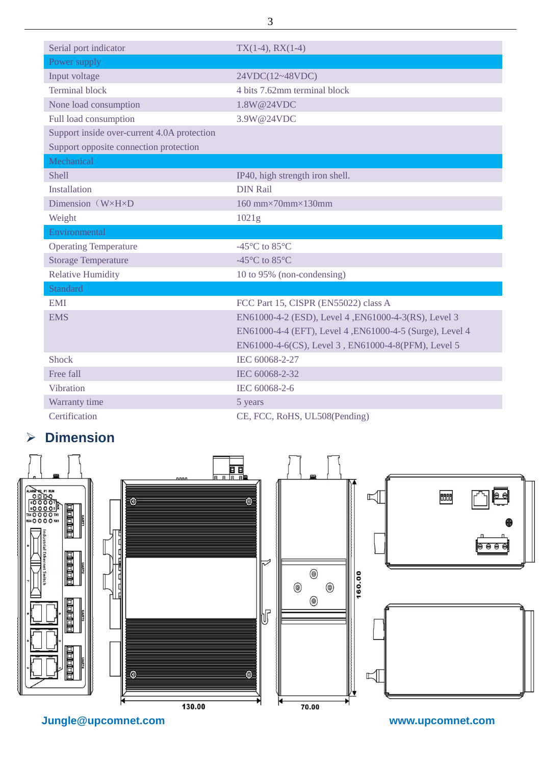| | |
|---|---|
| Serial port indicator | TX(1-4), RX(1-4) |
| **Power supply** | |
| Input voltage | 24VDC(12~48VDC) |
| Terminal block | 4 bits 7.62mm terminal block |
| None load consumption | 1.8W@24VDC |
| Full load consumption | 3.9W@24VDC |
| Support inside over-current 4.0A protection | |
| Support opposite connection protection | |
| **Mechanical** | |
| Shell | IP40, high strength iron shell. |
| Installation | DIN Rail |
| Dimension（W×H×D | 160 mm×70mm×130mm |
| Weight | 1021g |
| **Environmental** | |
| Operating Temperature | -45°C to 85°C |
| Storage Temperature | -45°C to 85°C |
| Relative Humidity | 10 to 95% (non-condensing) |
| **Standard** | |
| EMI | FCC Part 15, CISPR (EN55022) class A |
| EMS | EN61000-4-2 (ESD), Level 4 ,EN61000-4-3(RS), Level 3<br>EN61000-4-4 (EFT), Level 4 ,EN61000-4-5 (Surge), Level 4<br>EN61000-4-6(CS), Level 3 , EN61000-4-8(PFM), Level 5 |
| Shock | IEC 60068-2-27 |
| Free fall | IEC 60068-2-32 |
| Vibration | IEC 60068-2-6 |
| Warranty time | 5 years |
| Certification | CE, FCC, RoHS, UL508(Pending) |

## ➢ Dimension

130.00

70.00

160.00

Jungle@upcomnet.com www.upcomnet.com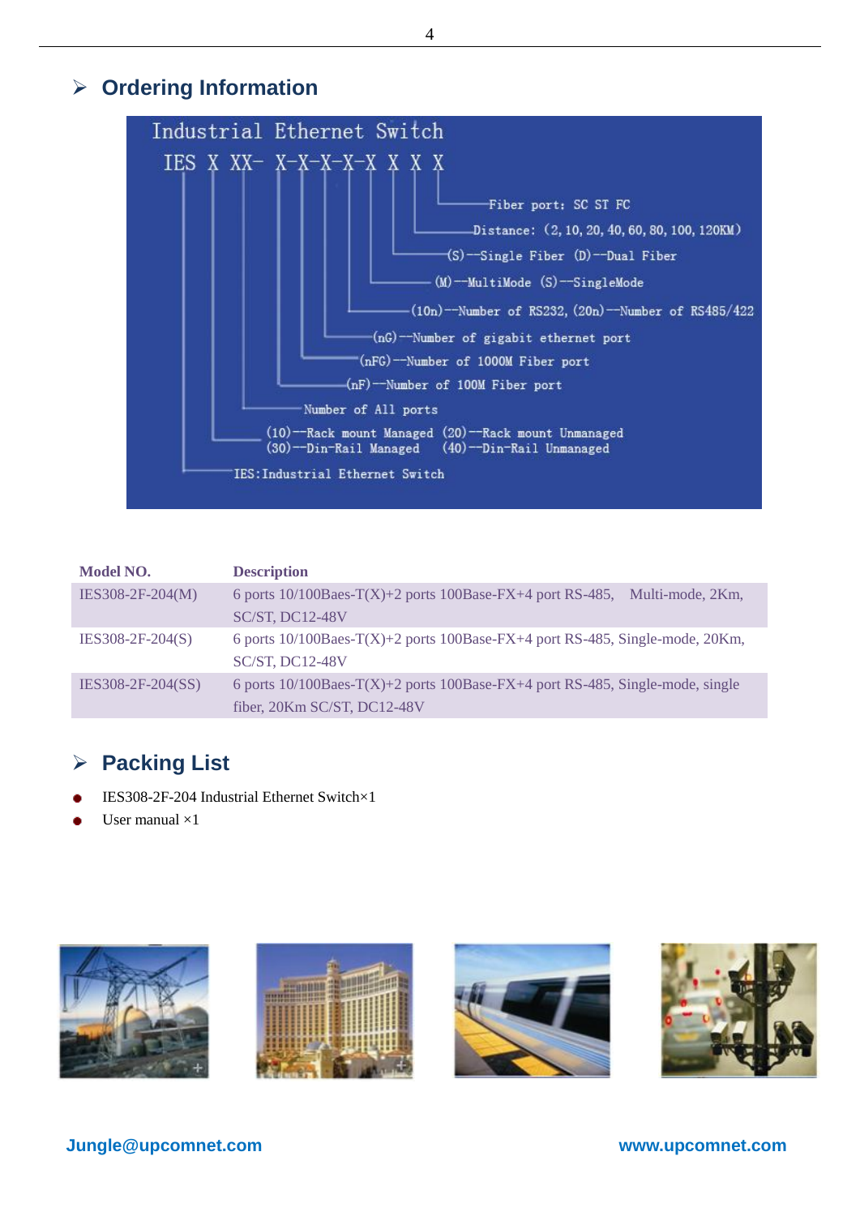## Ordering Information

Industrial Ethernet Switch

IES X XX- X-X-X-X-X X X X

- Fiber port: SC ST FC
- Distance: (2, 10, 20, 40, 60, 80, 100, 120KM)
- (S)--Single Fiber (D)--Dual Fiber
- (M)--MultiMode (S)--SingleMode
- (10n)--Number of RS232, (20n)--Number of RS485/422
- (nG)--Number of gigabit ethernet port
- (nFG)--Number of 1000M Fiber port
- (nF)--Number of 100M Fiber port
- Number of All ports
- (10)--Rack mount Managed (20)--Rack mount Unmanaged (30)--Din-Rail Managed (40)--Din-Rail Unmanaged
- IES:Industrial Ethernet Switch

| Model NO. | Description |
|---|---|
| IES308-2F-204(M) | 6 ports 10/100Baes-T(X)+2 ports 100Base-FX+4 port RS-485, Multi-mode, 2Km, SC/ST, DC12-48V |
| IES308-2F-204(S) | 6 ports 10/100Baes-T(X)+2 ports 100Base-FX+4 port RS-485, Single-mode, 20Km, SC/ST, DC12-48V |
| IES308-2F-204(SS) | 6 ports 10/100Baes-T(X)+2 ports 100Base-FX+4 port RS-485, Single-mode, single fiber, 20Km SC/ST, DC12-48V |

## Packing List

- IES308-2F-204 Industrial Ethernet Switch×1
- User manual ×1

Jungle@upcomnet.com www.upcomnet.com